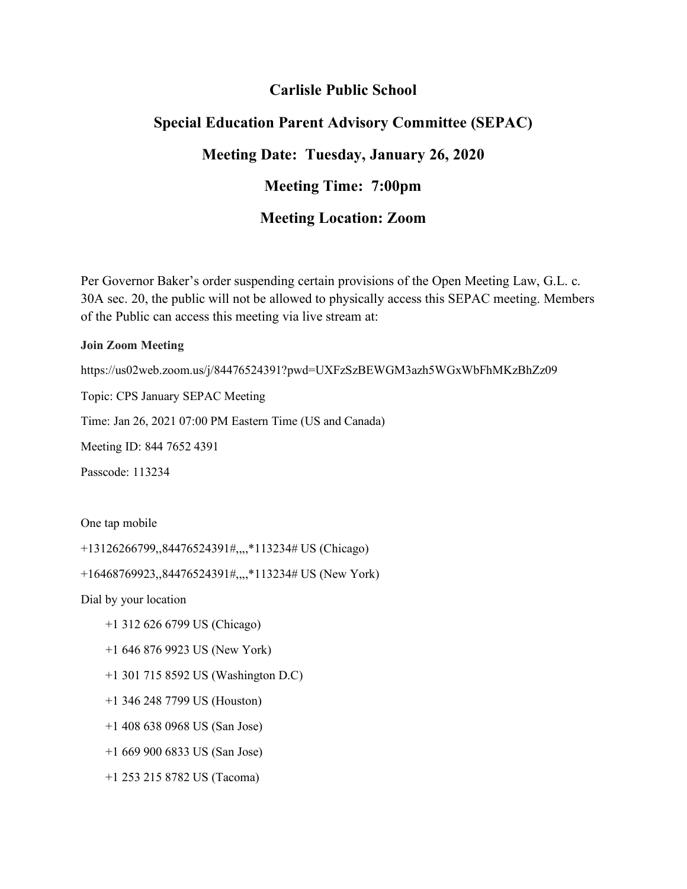# Carlisle Public School

## Special Education Parent Advisory Committee (SEPAC)

## Meeting Date: Tuesday, January 26, 2020

## Meeting Time: 7:00pm

## Meeting Location: Zoom

Per Governor Baker's order suspending certain provisions of the Open Meeting Law, G.L. c. 30A sec. 20, the public will not be allowed to physically access this SEPAC meeting. Members of the Public can access this meeting via live stream at:

**Join Zoom Meeting**

https://us02web.zoom.us/j/84476524391?pwd=UXFzSzBEWGM3azh5WGxWbFhMKzBhZz09

Topic: CPS January SEPAC Meeting

Time: Jan 26, 2021 07:00 PM Eastern Time (US and Canada)

Meeting ID: 844 7652 4391

Passcode: 113234

One tap mobile

+13126266799,,84476524391#,,,,*113234# US (Chicago)

+16468769923,,84476524391#,,,,*113234# US (New York)

Dial by your location

- +1 312 626 6799 US (Chicago)
- +1 646 876 9923 US (New York)
- +1 301 715 8592 US (Washington D.C)
- +1 346 248 7799 US (Houston)
- +1 408 638 0968 US (San Jose)
- +1 669 900 6833 US (San Jose)
- +1 253 215 8782 US (Tacoma)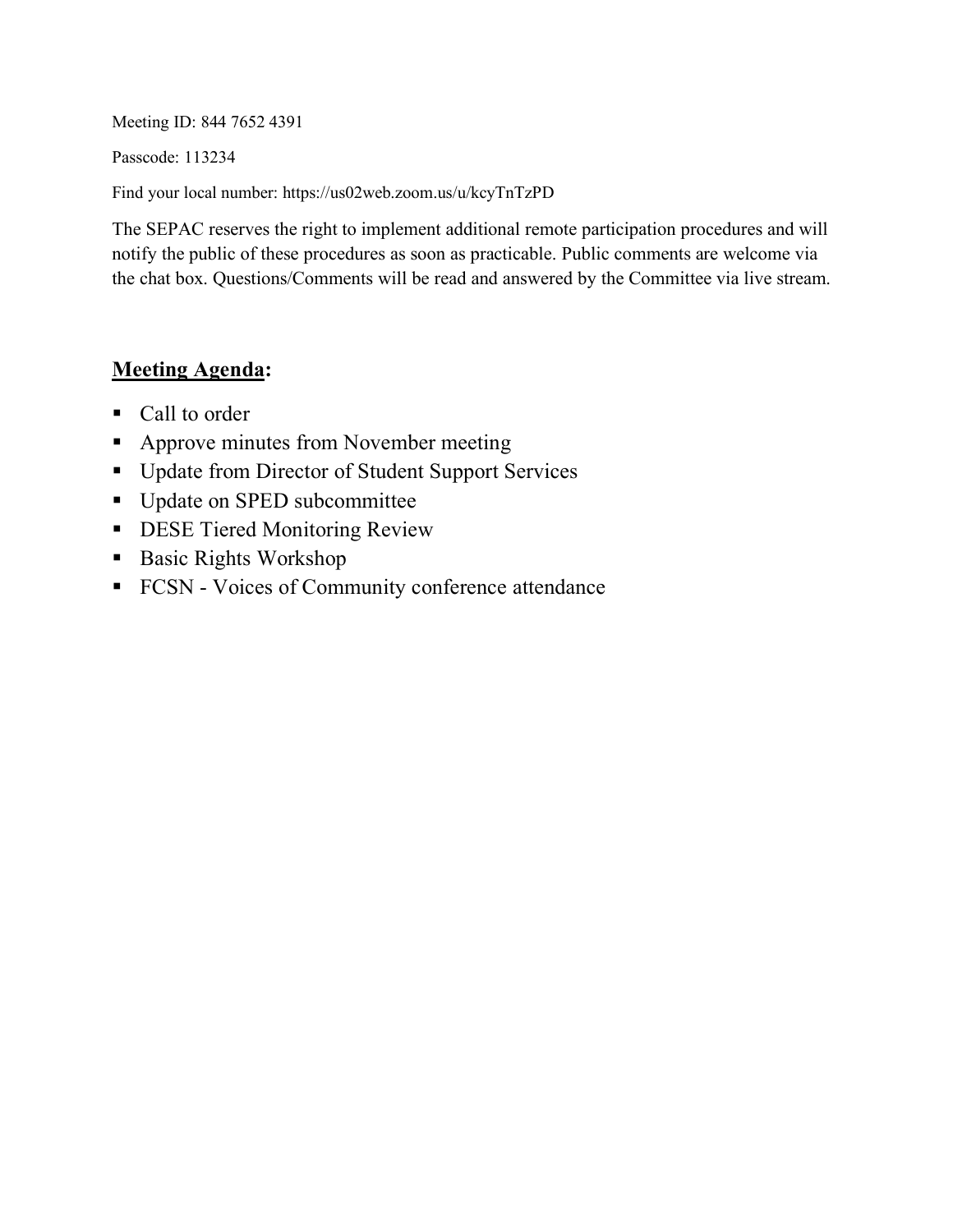Meeting ID: 844 7652 4391

Passcode: 113234

Find your local number: https://us02web.zoom.us/u/kcyTnTzPD

The SEPAC reserves the right to implement additional remote participation procedures and will notify the public of these procedures as soon as practicable. Public comments are welcome via the chat box. Questions/Comments will be read and answered by the Committee via live stream.

## **Meeting Agenda**:

- Call to order
- Approve minutes from November meeting
- Update from Director of Student Support Services
- Update on SPED subcommittee
- DESE Tiered Monitoring Review
- Basic Rights Workshop
- FCSN - Voices of Community conference attendance